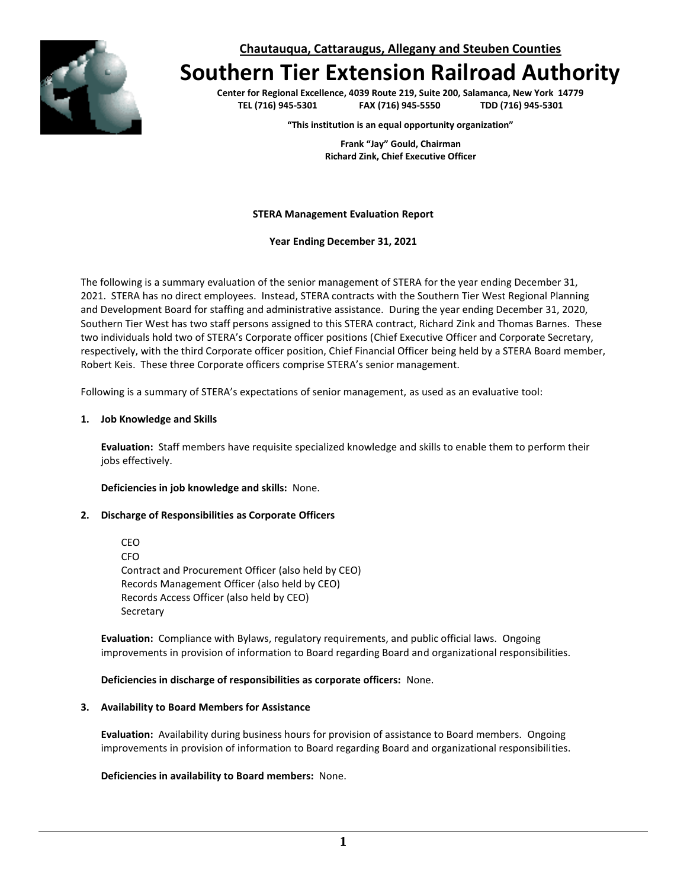**Chautauqua, Cattaraugus, Allegany and Steuben Counties**

# Southern Tier Extension Railroad Authority

**Center for Regional Excellence, 4039 Route 219, Suite 200, Salamanca, New York 14779**
**TEL (716) 945-5301 FAX (716) 945-5550 TDD (716) 945-5301**

**"This institution is an equal opportunity organization"**

**Frank "Jay" Gould, Chairman**
**Richard Zink, Chief Executive Officer**

**STERA Management Evaluation Report**

**Year Ending December 31, 2021**

The following is a summary evaluation of the senior management of STERA for the year ending December 31, 2021. STERA has no direct employees. Instead, STERA contracts with the Southern Tier West Regional Planning and Development Board for staffing and administrative assistance. During the year ending December 31, 2020, Southern Tier West has two staff persons assigned to this STERA contract, Richard Zink and Thomas Barnes. These two individuals hold two of STERA's Corporate officer positions (Chief Executive Officer and Corporate Secretary, respectively, with the third Corporate officer position, Chief Financial Officer being held by a STERA Board member, Robert Keis. These three Corporate officers comprise STERA's senior management.

Following is a summary of STERA's expectations of senior management, as used as an evaluative tool:

**1. Job Knowledge and Skills**

**Evaluation:** Staff members have requisite specialized knowledge and skills to enable them to perform their jobs effectively.

**Deficiencies in job knowledge and skills:** None.

**2. Discharge of Responsibilities as Corporate Officers**

CEO
CFO
Contract and Procurement Officer (also held by CEO)
Records Management Officer (also held by CEO)
Records Access Officer (also held by CEO)
Secretary

**Evaluation:** Compliance with Bylaws, regulatory requirements, and public official laws. Ongoing improvements in provision of information to Board regarding Board and organizational responsibilities.

**Deficiencies in discharge of responsibilities as corporate officers:** None.

**3. Availability to Board Members for Assistance**

**Evaluation:** Availability during business hours for provision of assistance to Board members. Ongoing improvements in provision of information to Board regarding Board and organizational responsibilities.

**Deficiencies in availability to Board members:** None.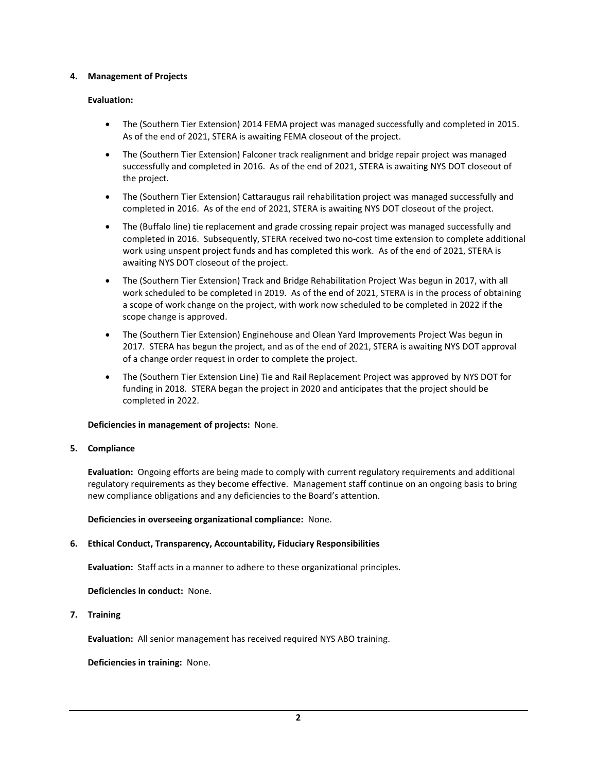**4. Management of Projects**

**Evaluation:**

- The (Southern Tier Extension) 2014 FEMA project was managed successfully and completed in 2015. As of the end of 2021, STERA is awaiting FEMA closeout of the project.
- The (Southern Tier Extension) Falconer track realignment and bridge repair project was managed successfully and completed in 2016. As of the end of 2021, STERA is awaiting NYS DOT closeout of the project.
- The (Southern Tier Extension) Cattaraugus rail rehabilitation project was managed successfully and completed in 2016. As of the end of 2021, STERA is awaiting NYS DOT closeout of the project.
- The (Buffalo line) tie replacement and grade crossing repair project was managed successfully and completed in 2016. Subsequently, STERA received two no-cost time extension to complete additional work using unspent project funds and has completed this work. As of the end of 2021, STERA is awaiting NYS DOT closeout of the project.
- The (Southern Tier Extension) Track and Bridge Rehabilitation Project Was begun in 2017, with all work scheduled to be completed in 2019. As of the end of 2021, STERA is in the process of obtaining a scope of work change on the project, with work now scheduled to be completed in 2022 if the scope change is approved.
- The (Southern Tier Extension) Enginehouse and Olean Yard Improvements Project Was begun in 2017. STERA has begun the project, and as of the end of 2021, STERA is awaiting NYS DOT approval of a change order request in order to complete the project.
- The (Southern Tier Extension Line) Tie and Rail Replacement Project was approved by NYS DOT for funding in 2018. STERA began the project in 2020 and anticipates that the project should be completed in 2022.

**Deficiencies in management of projects:** None.

**5. Compliance**

**Evaluation:** Ongoing efforts are being made to comply with current regulatory requirements and additional regulatory requirements as they become effective. Management staff continue on an ongoing basis to bring new compliance obligations and any deficiencies to the Board's attention.

**Deficiencies in overseeing organizational compliance:** None.

**6. Ethical Conduct, Transparency, Accountability, Fiduciary Responsibilities**

**Evaluation:** Staff acts in a manner to adhere to these organizational principles.

**Deficiencies in conduct:** None.

**7. Training**

**Evaluation:** All senior management has received required NYS ABO training.

**Deficiencies in training:** None.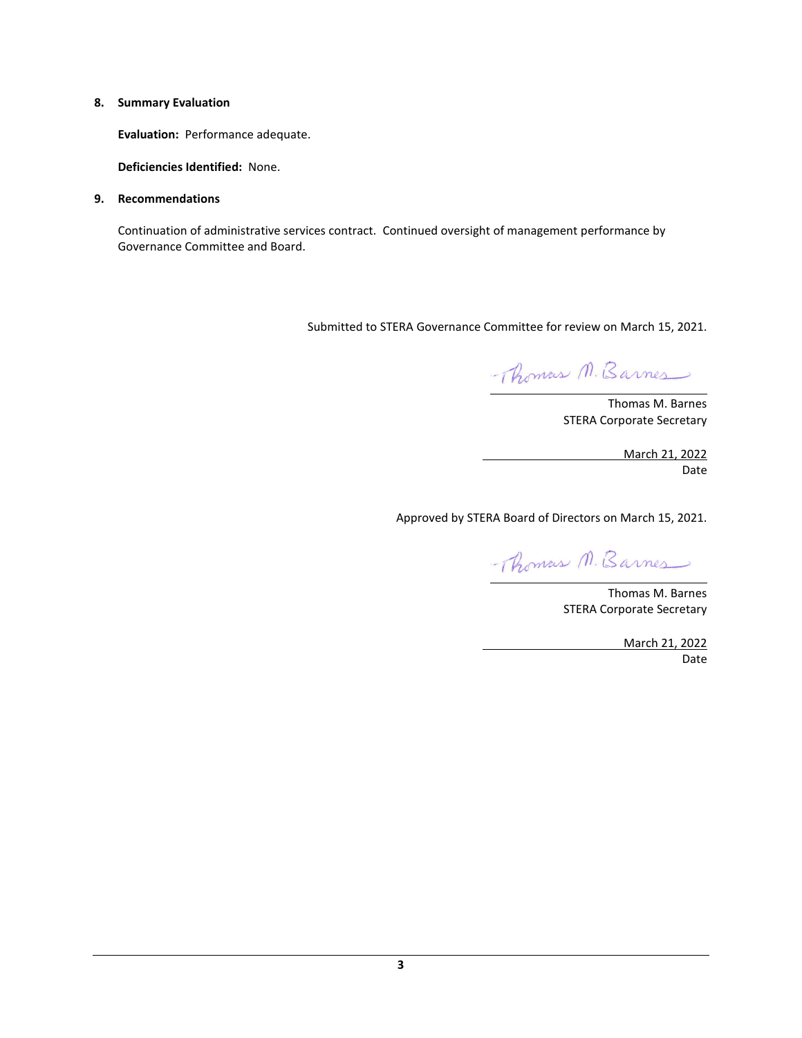**8. Summary Evaluation**

**Evaluation:** Performance adequate.

**Deficiencies Identified:** None.

**9. Recommendations**

Continuation of administrative services contract. Continued oversight of management performance by Governance Committee and Board.

Submitted to STERA Governance Committee for review on March 15, 2021.

Thomas M. Barnes

Thomas M. Barnes
STERA Corporate Secretary

March 21, 2022
Date

Approved by STERA Board of Directors on March 15, 2021.

Thomas M. Barnes

Thomas M. Barnes
STERA Corporate Secretary

March 21, 2022
Date